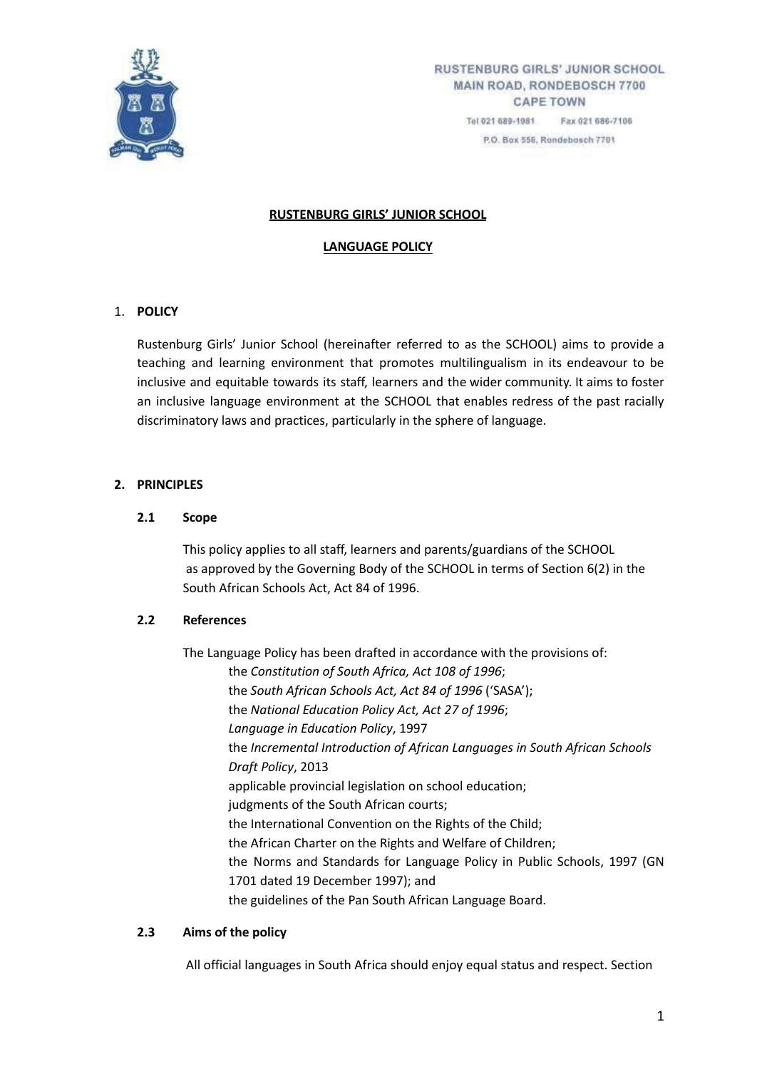RUSTENBURG GIRLS' JUNIOR SCHOOL
MAIN ROAD, RONDEBOSCH 7700
CAPE TOWN

Tel 021 689-1981 Fax 021 686-7106

P.O. Box 556, Rondebosch 7701

# RUSTENBURG GIRLS' JUNIOR SCHOOL

## LANGUAGE POLICY

### 1. POLICY

Rustenburg Girls' Junior School (hereinafter referred to as the SCHOOL) aims to provide a teaching and learning environment that promotes multilingualism in its endeavour to be inclusive and equitable towards its staff, learners and the wider community. It aims to foster an inclusive language environment at the SCHOOL that enables redress of the past racially discriminatory laws and practices, particularly in the sphere of language.

### 2. PRINCIPLES

#### 2.1 Scope

This policy applies to all staff, learners and parents/guardians of the SCHOOL as approved by the Governing Body of the SCHOOL in terms of Section 6(2) in the South African Schools Act, Act 84 of 1996.

#### 2.2 References

The Language Policy has been drafted in accordance with the provisions of:

- the *Constitution of South Africa, Act 108 of 1996*;
- the *South African Schools Act, Act 84 of 1996* ('SASA');
- the *National Education Policy Act, Act 27 of 1996*;
- *Language in Education Policy*, 1997
- the *Incremental Introduction of African Languages in South African Schools Draft Policy*, 2013
- applicable provincial legislation on school education;
- judgments of the South African courts;
- the International Convention on the Rights of the Child;
- the African Charter on the Rights and Welfare of Children;
- the Norms and Standards for Language Policy in Public Schools, 1997 (GN 1701 dated 19 December 1997); and
- the guidelines of the Pan South African Language Board.

#### 2.3 Aims of the policy

All official languages in South Africa should enjoy equal status and respect. Section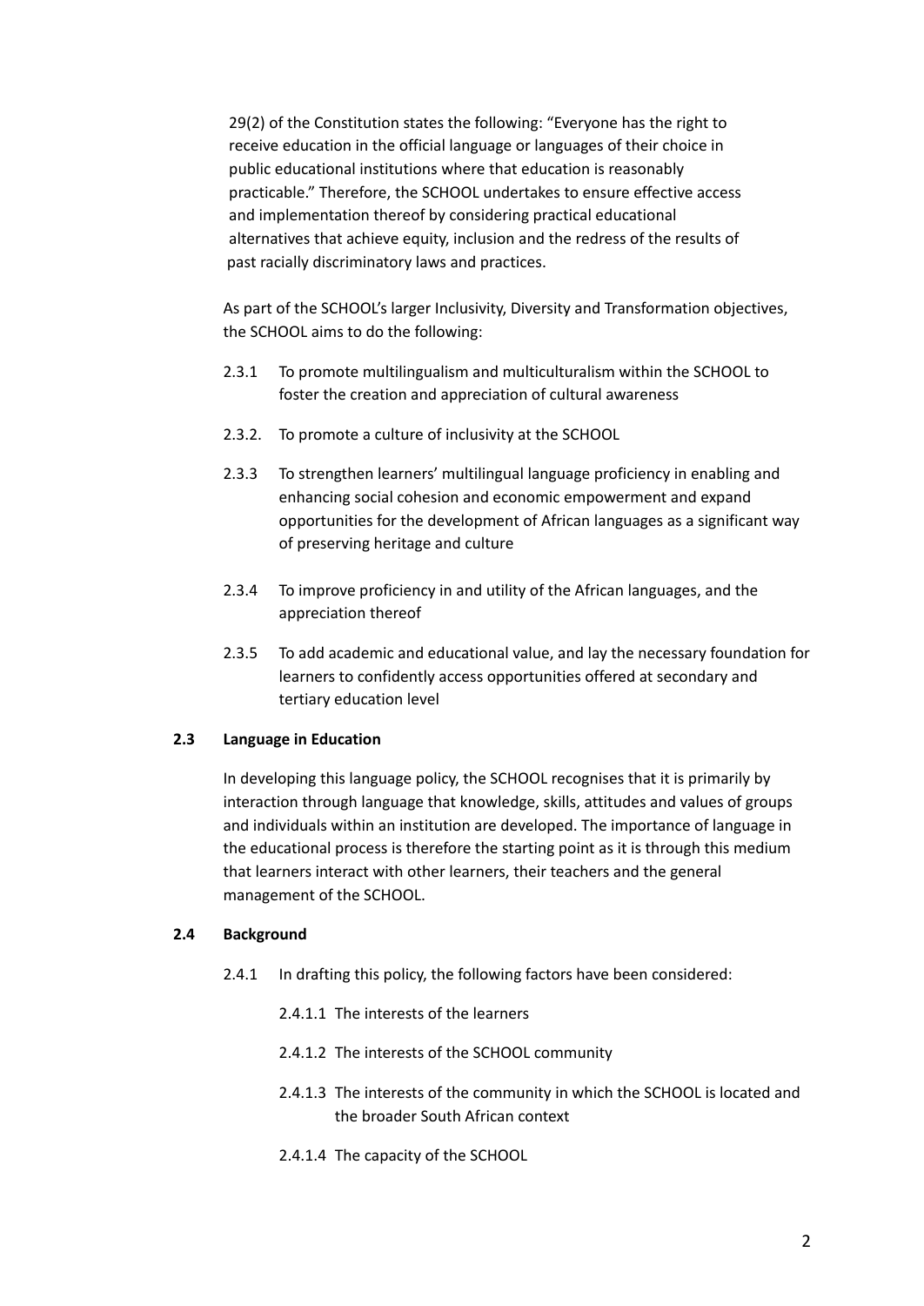29(2) of the Constitution states the following: "Everyone has the right to receive education in the official language or languages of their choice in public educational institutions where that education is reasonably practicable." Therefore, the SCHOOL undertakes to ensure effective access and implementation thereof by considering practical educational alternatives that achieve equity, inclusion and the redress of the results of past racially discriminatory laws and practices.

As part of the SCHOOL's larger Inclusivity, Diversity and Transformation objectives, the SCHOOL aims to do the following:

2.3.1 To promote multilingualism and multiculturalism within the SCHOOL to foster the creation and appreciation of cultural awareness

2.3.2. To promote a culture of inclusivity at the SCHOOL

2.3.3 To strengthen learners' multilingual language proficiency in enabling and enhancing social cohesion and economic empowerment and expand opportunities for the development of African languages as a significant way of preserving heritage and culture

2.3.4 To improve proficiency in and utility of the African languages, and the appreciation thereof

2.3.5 To add academic and educational value, and lay the necessary foundation for learners to confidently access opportunities offered at secondary and tertiary education level

**2.3 Language in Education**

In developing this language policy, the SCHOOL recognises that it is primarily by interaction through language that knowledge, skills, attitudes and values of groups and individuals within an institution are developed. The importance of language in the educational process is therefore the starting point as it is through this medium that learners interact with other learners, their teachers and the general management of the SCHOOL.

**2.4 Background**

2.4.1 In drafting this policy, the following factors have been considered:

2.4.1.1 The interests of the learners

2.4.1.2 The interests of the SCHOOL community

2.4.1.3 The interests of the community in which the SCHOOL is located and the broader South African context

2.4.1.4 The capacity of the SCHOOL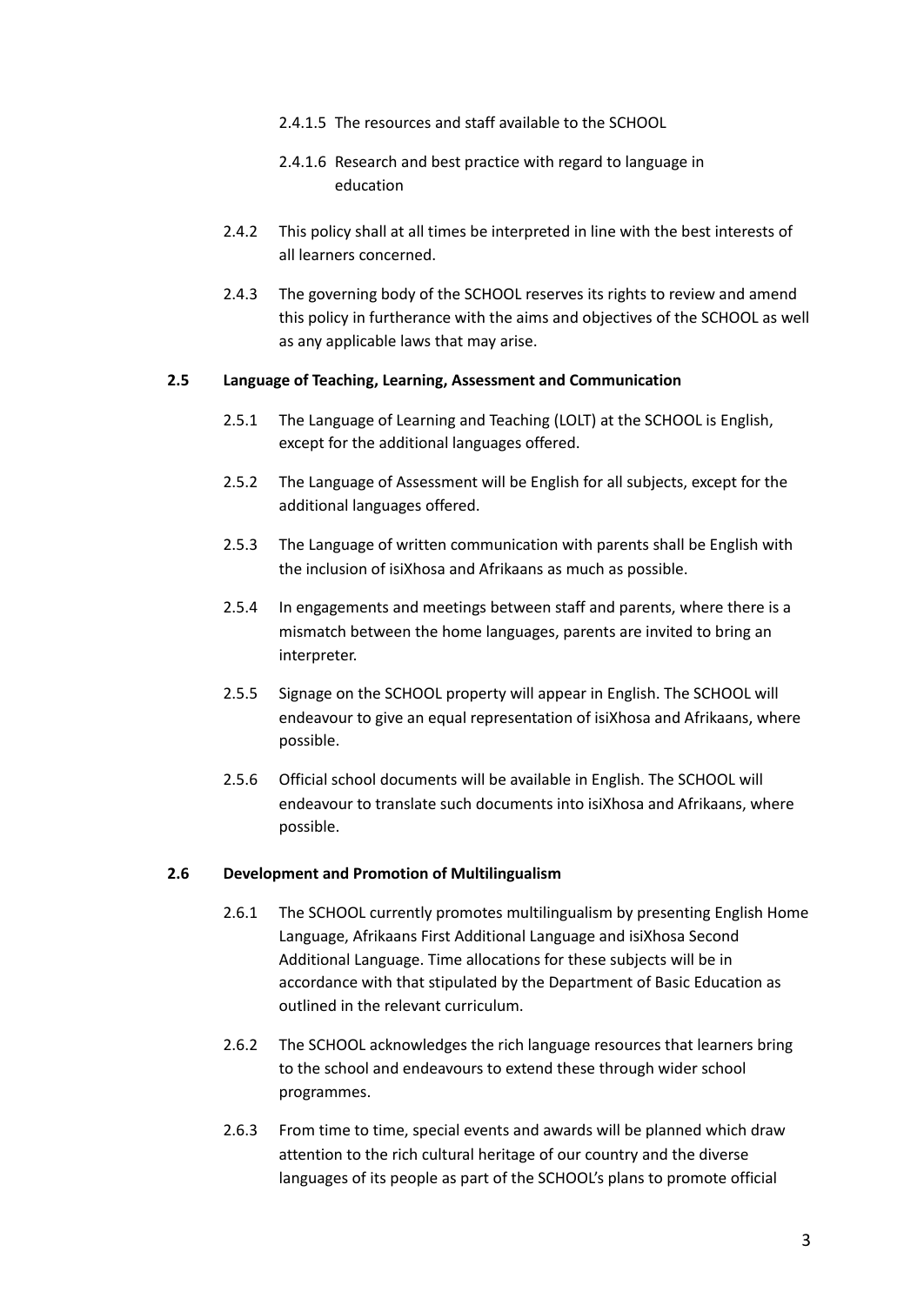2.4.1.5 The resources and staff available to the SCHOOL

2.4.1.6 Research and best practice with regard to language in education

2.4.2 This policy shall at all times be interpreted in line with the best interests of all learners concerned.

2.4.3 The governing body of the SCHOOL reserves its rights to review and amend this policy in furtherance with the aims and objectives of the SCHOOL as well as any applicable laws that may arise.

**2.5 Language of Teaching, Learning, Assessment and Communication**

2.5.1 The Language of Learning and Teaching (LOLT) at the SCHOOL is English, except for the additional languages offered.

2.5.2 The Language of Assessment will be English for all subjects, except for the additional languages offered.

2.5.3 The Language of written communication with parents shall be English with the inclusion of isiXhosa and Afrikaans as much as possible.

2.5.4 In engagements and meetings between staff and parents, where there is a mismatch between the home languages, parents are invited to bring an interpreter.

2.5.5 Signage on the SCHOOL property will appear in English. The SCHOOL will endeavour to give an equal representation of isiXhosa and Afrikaans, where possible.

2.5.6 Official school documents will be available in English. The SCHOOL will endeavour to translate such documents into isiXhosa and Afrikaans, where possible.

**2.6 Development and Promotion of Multilingualism**

2.6.1 The SCHOOL currently promotes multilingualism by presenting English Home Language, Afrikaans First Additional Language and isiXhosa Second Additional Language. Time allocations for these subjects will be in accordance with that stipulated by the Department of Basic Education as outlined in the relevant curriculum.

2.6.2 The SCHOOL acknowledges the rich language resources that learners bring to the school and endeavours to extend these through wider school programmes.

2.6.3 From time to time, special events and awards will be planned which draw attention to the rich cultural heritage of our country and the diverse languages of its people as part of the SCHOOL's plans to promote official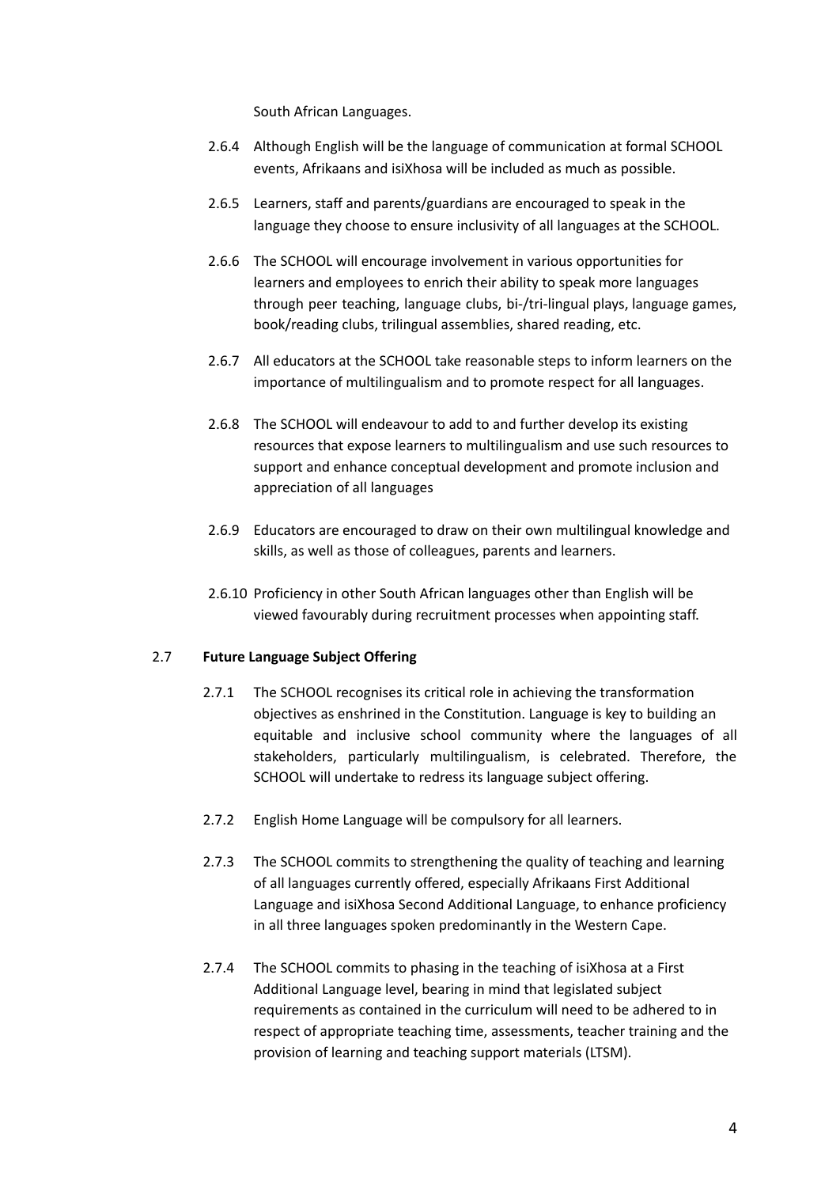South African Languages.

2.6.4 Although English will be the language of communication at formal SCHOOL events, Afrikaans and isiXhosa will be included as much as possible.

2.6.5 Learners, staff and parents/guardians are encouraged to speak in the language they choose to ensure inclusivity of all languages at the SCHOOL.

2.6.6 The SCHOOL will encourage involvement in various opportunities for learners and employees to enrich their ability to speak more languages through peer teaching, language clubs, bi-/tri-lingual plays, language games, book/reading clubs, trilingual assemblies, shared reading, etc.

2.6.7 All educators at the SCHOOL take reasonable steps to inform learners on the importance of multilingualism and to promote respect for all languages.

2.6.8 The SCHOOL will endeavour to add to and further develop its existing resources that expose learners to multilingualism and use such resources to support and enhance conceptual development and promote inclusion and appreciation of all languages

2.6.9 Educators are encouraged to draw on their own multilingual knowledge and skills, as well as those of colleagues, parents and learners.

2.6.10 Proficiency in other South African languages other than English will be viewed favourably during recruitment processes when appointing staff.

## 2.7 **Future Language Subject Offering**

2.7.1 The SCHOOL recognises its critical role in achieving the transformation objectives as enshrined in the Constitution. Language is key to building an equitable and inclusive school community where the languages of all stakeholders, particularly multilingualism, is celebrated. Therefore, the SCHOOL will undertake to redress its language subject offering.

2.7.2 English Home Language will be compulsory for all learners.

2.7.3 The SCHOOL commits to strengthening the quality of teaching and learning of all languages currently offered, especially Afrikaans First Additional Language and isiXhosa Second Additional Language, to enhance proficiency in all three languages spoken predominantly in the Western Cape.

2.7.4 The SCHOOL commits to phasing in the teaching of isiXhosa at a First Additional Language level, bearing in mind that legislated subject requirements as contained in the curriculum will need to be adhered to in respect of appropriate teaching time, assessments, teacher training and the provision of learning and teaching support materials (LTSM).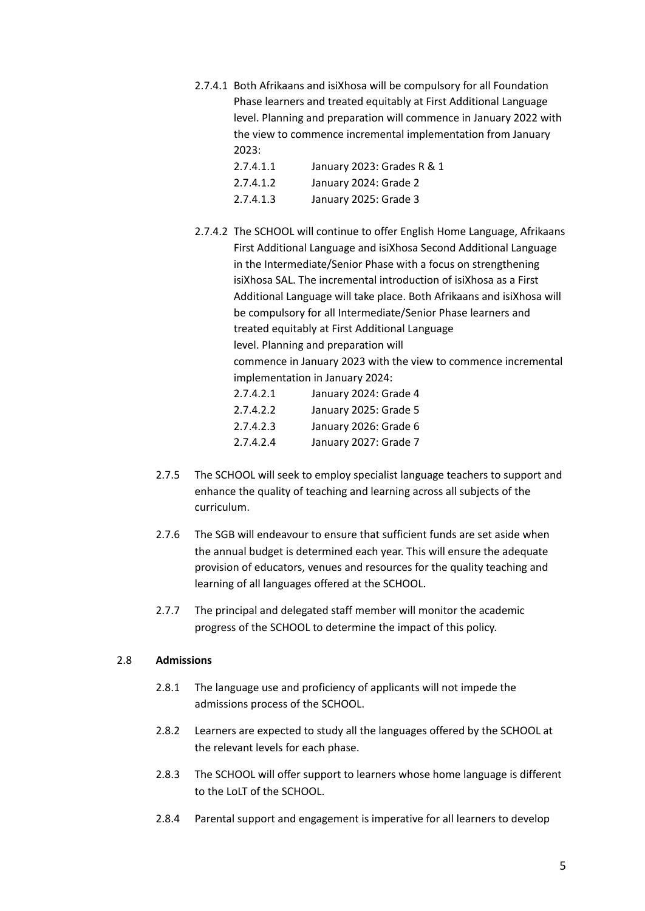2.7.4.1 Both Afrikaans and isiXhosa will be compulsory for all Foundation Phase learners and treated equitably at First Additional Language level. Planning and preparation will commence in January 2022 with the view to commence incremental implementation from January 2023:

2.7.4.1.1 January 2023: Grades R & 1

2.7.4.1.2 January 2024: Grade 2

2.7.4.1.3 January 2025: Grade 3

2.7.4.2 The SCHOOL will continue to offer English Home Language, Afrikaans First Additional Language and isiXhosa Second Additional Language in the Intermediate/Senior Phase with a focus on strengthening isiXhosa SAL. The incremental introduction of isiXhosa as a First Additional Language will take place. Both Afrikaans and isiXhosa will be compulsory for all Intermediate/Senior Phase learners and treated equitably at First Additional Language level. Planning and preparation will commence in January 2023 with the view to commence incremental implementation in January 2024:

2.7.4.2.1 January 2024: Grade 4

2.7.4.2.2 January 2025: Grade 5

2.7.4.2.3 January 2026: Grade 6

2.7.4.2.4 January 2027: Grade 7

2.7.5 The SCHOOL will seek to employ specialist language teachers to support and enhance the quality of teaching and learning across all subjects of the curriculum.

2.7.6 The SGB will endeavour to ensure that sufficient funds are set aside when the annual budget is determined each year. This will ensure the adequate provision of educators, venues and resources for the quality teaching and learning of all languages offered at the SCHOOL.

2.7.7 The principal and delegated staff member will monitor the academic progress of the SCHOOL to determine the impact of this policy.

2.8 **Admissions**

2.8.1 The language use and proficiency of applicants will not impede the admissions process of the SCHOOL.

2.8.2 Learners are expected to study all the languages offered by the SCHOOL at the relevant levels for each phase.

2.8.3 The SCHOOL will offer support to learners whose home language is different to the LoLT of the SCHOOL.

2.8.4 Parental support and engagement is imperative for all learners to develop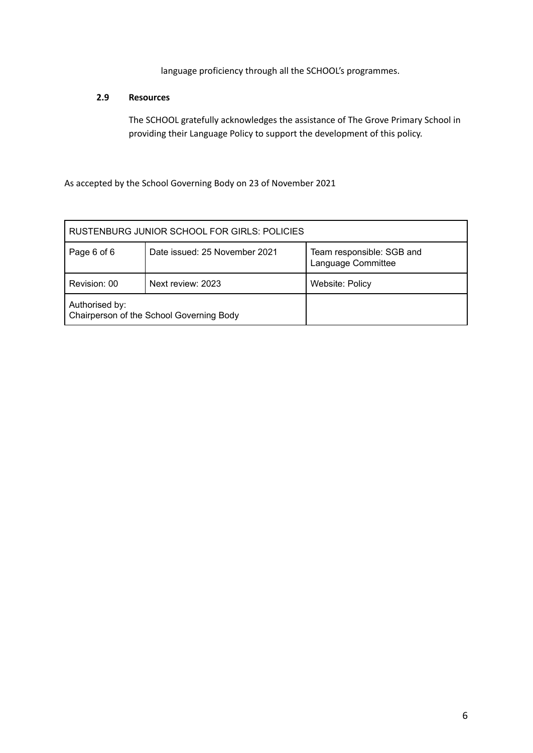language proficiency through all the SCHOOL's programmes.

**2.9 Resources**

The SCHOOL gratefully acknowledges the assistance of The Grove Primary School in providing their Language Policy to support the development of this policy.

As accepted by the School Governing Body on 23 of November 2021

| RUSTENBURG JUNIOR SCHOOL FOR GIRLS: POLICIES | | |
|---|---|---|
| Page 6 of 6 | Date issued: 25 November 2021 | Team responsible: SGB and Language Committee |
| Revision: 00 | Next review: 2023 | Website: Policy |
| Authorised by: Chairperson of the School Governing Body | | |